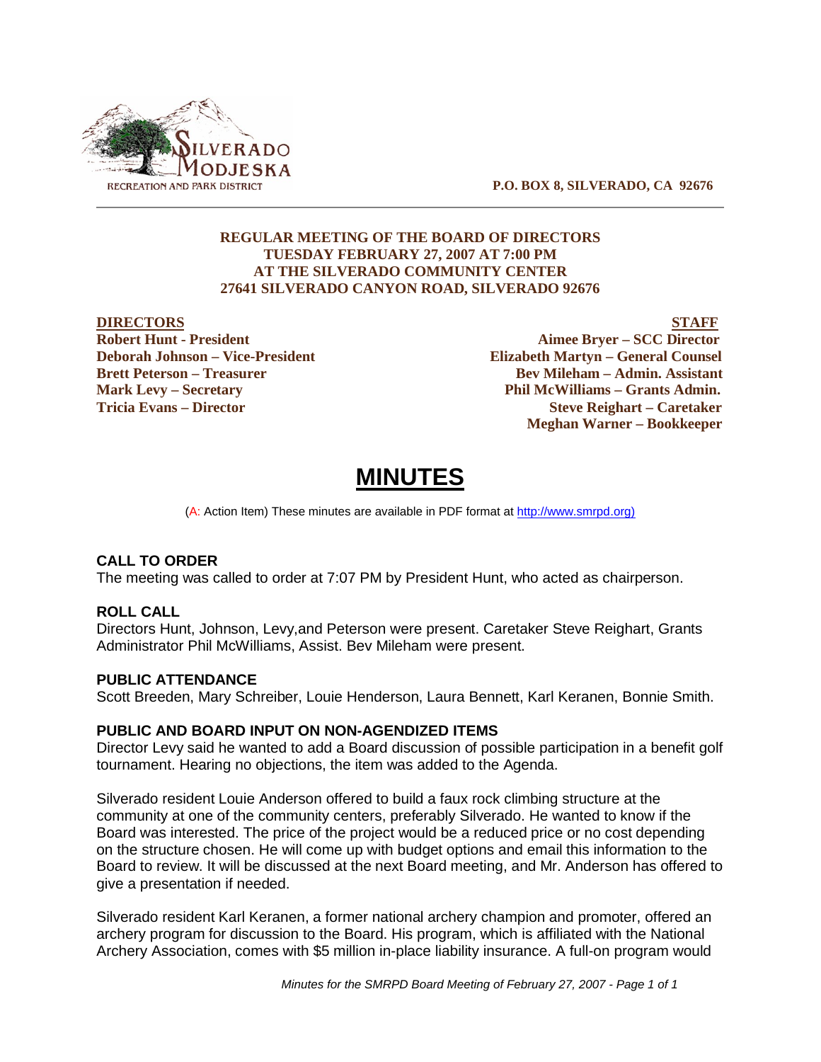P.O. BOX 8, SILVERADO, CA 92676

**REGULAR MEETING OF THE BOARD OF DIRECTORS**
**TUESDAY FEBRUARY 27, 2007 AT 7:00 PM**
**AT THE SILVERADO COMMUNITY CENTER**
**27641 SILVERADO CANYON ROAD, SILVERADO 92676**

| DIRECTORS | STAFF |
| --- | --- |
| **Robert Hunt - President** | **Aimee Bryer – SCC Director** |
| **Deborah Johnson – Vice-President** | **Elizabeth Martyn – General Counsel** |
| **Brett Peterson – Treasurer** | **Bev Mileham – Admin. Assistant** |
| **Mark Levy – Secretary** | **Phil McWilliams – Grants Admin.** |
| **Tricia Evans – Director** | **Steve Reighart – Caretaker** |
| | **Meghan Warner – Bookkeeper** |

# MINUTES

(A: Action Item) These minutes are available in PDF format at http://www.smrpd.org)

## CALL TO ORDER

The meeting was called to order at 7:07 PM by President Hunt, who acted as chairperson.

## ROLL CALL

Directors Hunt, Johnson, Levy,and Peterson were present. Caretaker Steve Reighart, Grants Administrator Phil McWilliams, Assist. Bev Mileham were present.

## PUBLIC ATTENDANCE

Scott Breeden, Mary Schreiber, Louie Henderson, Laura Bennett, Karl Keranen, Bonnie Smith.

## PUBLIC AND BOARD INPUT ON NON-AGENDIZED ITEMS

Director Levy said he wanted to add a Board discussion of possible participation in a benefit golf tournament. Hearing no objections, the item was added to the Agenda.

Silverado resident Louie Anderson offered to build a faux rock climbing structure at the community at one of the community centers, preferably Silverado. He wanted to know if the Board was interested. The price of the project would be a reduced price or no cost depending on the structure chosen. He will come up with budget options and email this information to the Board to review. It will be discussed at the next Board meeting, and Mr. Anderson has offered to give a presentation if needed.

Silverado resident Karl Keranen, a former national archery champion and promoter, offered an archery program for discussion to the Board. His program, which is affiliated with the National Archery Association, comes with $5 million in-place liability insurance. A full-on program would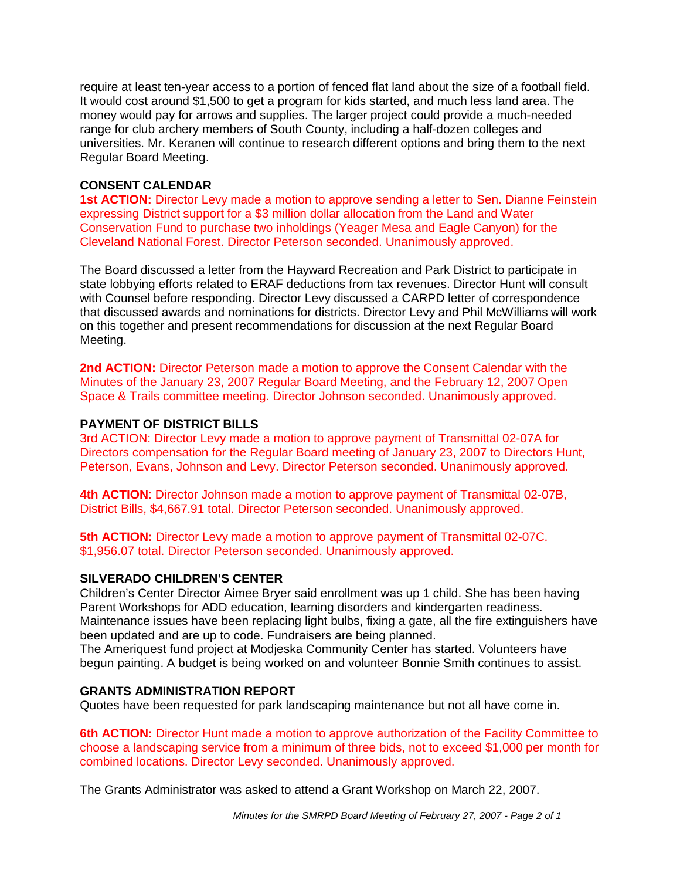require at least ten-year access to a portion of fenced flat land about the size of a football field. It would cost around $1,500 to get a program for kids started, and much less land area. The money would pay for arrows and supplies. The larger project could provide a much-needed range for club archery members of South County, including a half-dozen colleges and universities. Mr. Keranen will continue to research different options and bring them to the next Regular Board Meeting.

**CONSENT CALENDAR**

**1st ACTION:** Director Levy made a motion to approve sending a letter to Sen. Dianne Feinstein expressing District support for a $3 million dollar allocation from the Land and Water Conservation Fund to purchase two inholdings (Yeager Mesa and Eagle Canyon) for the Cleveland National Forest. Director Peterson seconded. Unanimously approved.

The Board discussed a letter from the Hayward Recreation and Park District to participate in state lobbying efforts related to ERAF deductions from tax revenues. Director Hunt will consult with Counsel before responding. Director Levy discussed a CARPD letter of correspondence that discussed awards and nominations for districts. Director Levy and Phil McWilliams will work on this together and present recommendations for discussion at the next Regular Board Meeting.

**2nd ACTION:** Director Peterson made a motion to approve the Consent Calendar with the Minutes of the January 23, 2007 Regular Board Meeting, and the February 12, 2007 Open Space & Trails committee meeting. Director Johnson seconded. Unanimously approved.

**PAYMENT OF DISTRICT BILLS**

3rd ACTION: Director Levy made a motion to approve payment of Transmittal 02-07A for Directors compensation for the Regular Board meeting of January 23, 2007 to Directors Hunt, Peterson, Evans, Johnson and Levy. Director Peterson seconded. Unanimously approved.

**4th ACTION**: Director Johnson made a motion to approve payment of Transmittal 02-07B, District Bills, $4,667.91 total. Director Peterson seconded. Unanimously approved.

**5th ACTION:** Director Levy made a motion to approve payment of Transmittal 02-07C. $1,956.07 total. Director Peterson seconded. Unanimously approved.

**SILVERADO CHILDREN'S CENTER**

Children's Center Director Aimee Bryer said enrollment was up 1 child. She has been having Parent Workshops for ADD education, learning disorders and kindergarten readiness. Maintenance issues have been replacing light bulbs, fixing a gate, all the fire extinguishers have been updated and are up to code. Fundraisers are being planned.
The Ameriquest fund project at Modjeska Community Center has started. Volunteers have begun painting. A budget is being worked on and volunteer Bonnie Smith continues to assist.

**GRANTS ADMINISTRATION REPORT**

Quotes have been requested for park landscaping maintenance but not all have come in.

**6th ACTION:** Director Hunt made a motion to approve authorization of the Facility Committee to choose a landscaping service from a minimum of three bids, not to exceed $1,000 per month for combined locations. Director Levy seconded. Unanimously approved.

The Grants Administrator was asked to attend a Grant Workshop on March 22, 2007.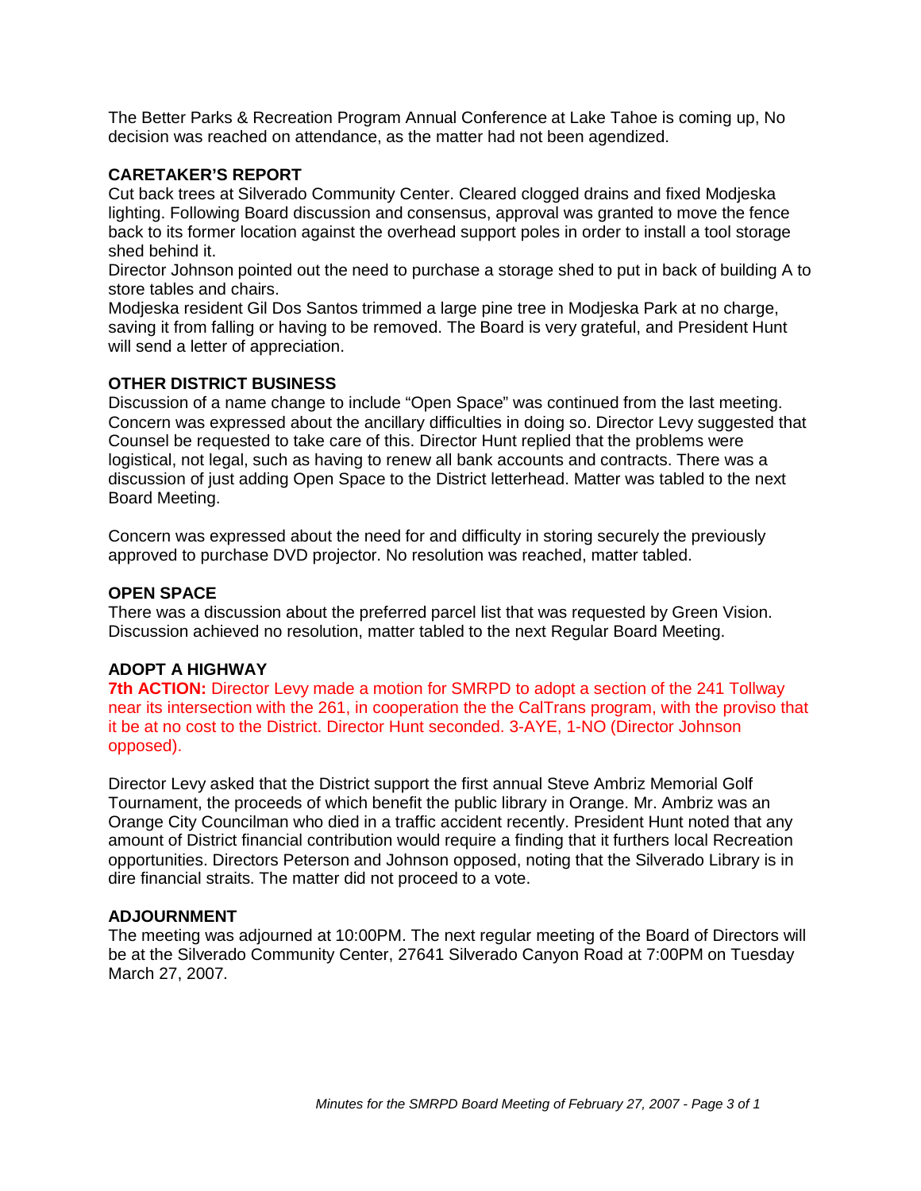The Better Parks & Recreation Program Annual Conference at Lake Tahoe is coming up, No decision was reached on attendance, as the matter had not been agendized.

**CARETAKER'S REPORT**

Cut back trees at Silverado Community Center. Cleared clogged drains and fixed Modjeska lighting. Following Board discussion and consensus, approval was granted to move the fence back to its former location against the overhead support poles in order to install a tool storage shed behind it.

Director Johnson pointed out the need to purchase a storage shed to put in back of building A to store tables and chairs.

Modjeska resident Gil Dos Santos trimmed a large pine tree in Modjeska Park at no charge, saving it from falling or having to be removed. The Board is very grateful, and President Hunt will send a letter of appreciation.

**OTHER DISTRICT BUSINESS**

Discussion of a name change to include "Open Space" was continued from the last meeting. Concern was expressed about the ancillary difficulties in doing so. Director Levy suggested that Counsel be requested to take care of this. Director Hunt replied that the problems were logistical, not legal, such as having to renew all bank accounts and contracts. There was a discussion of just adding Open Space to the District letterhead. Matter was tabled to the next Board Meeting.

Concern was expressed about the need for and difficulty in storing securely the previously approved to purchase DVD projector. No resolution was reached, matter tabled.

**OPEN SPACE**

There was a discussion about the preferred parcel list that was requested by Green Vision. Discussion achieved no resolution, matter tabled to the next Regular Board Meeting.

**ADOPT A HIGHWAY**

**7th ACTION:** Director Levy made a motion for SMRPD to adopt a section of the 241 Tollway near its intersection with the 261, in cooperation the the CalTrans program, with the proviso that it be at no cost to the District. Director Hunt seconded. 3-AYE, 1-NO (Director Johnson opposed).

Director Levy asked that the District support the first annual Steve Ambriz Memorial Golf Tournament, the proceeds of which benefit the public library in Orange. Mr. Ambriz was an Orange City Councilman who died in a traffic accident recently. President Hunt noted that any amount of District financial contribution would require a finding that it furthers local Recreation opportunities. Directors Peterson and Johnson opposed, noting that the Silverado Library is in dire financial straits. The matter did not proceed to a vote.

**ADJOURNMENT**

The meeting was adjourned at 10:00PM. The next regular meeting of the Board of Directors will be at the Silverado Community Center, 27641 Silverado Canyon Road at 7:00PM on Tuesday March 27, 2007.